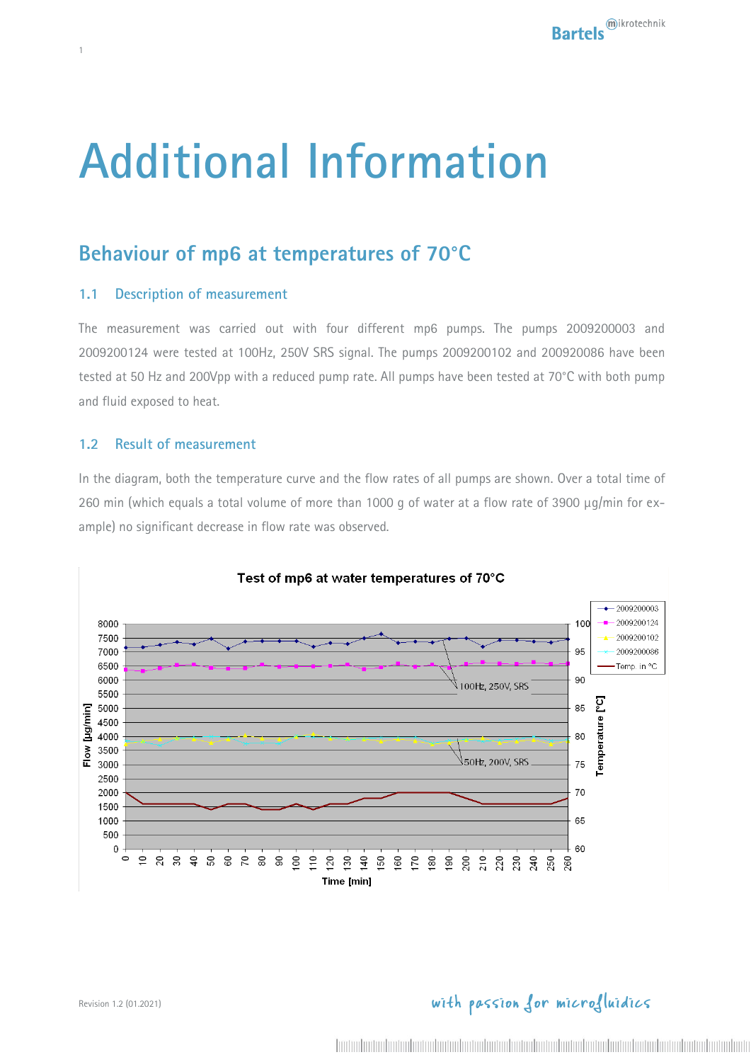# Additional Information

## Behaviour of mp6 at temperatures of 70°C

### 1.1 Description of measurement

The measurement was carried out with four different mp6 pumps. The pumps 2009200003 and 2009200124 were tested at 100Hz, 250V SRS signal. The pumps 2009200102 and 200920086 have been tested at 50 Hz and 200Vpp with a reduced pump rate. All pumps have been tested at 70°C with both pump and fluid exposed to heat.

### 1.2 Result of measurement

In the diagram, both the temperature curve and the flow rates of all pumps are shown. Over a total time of 260 min (which equals a total volume of more than 1000 g of water at a flow rate of 3900 µg/min for example) no significant decrease in flow rate was observed.

Test of mp6 at water temperatures of 70°C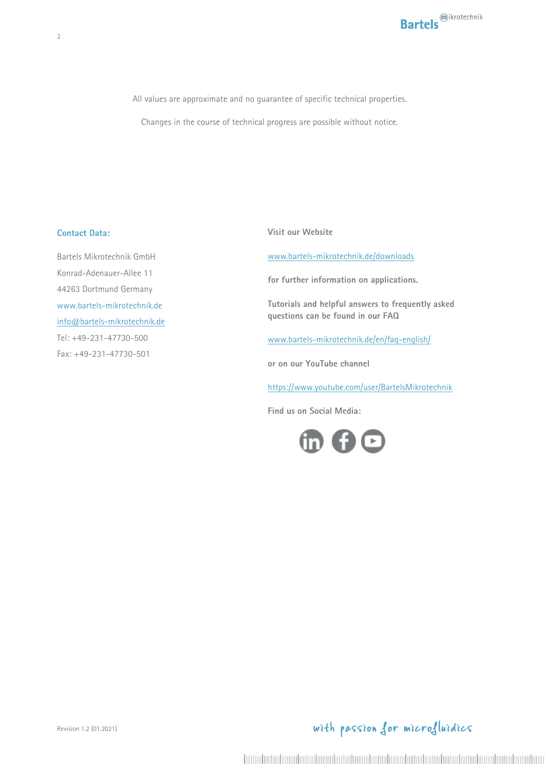All values are approximate and no guarantee of specific technical properties.

Changes in the course of technical progress are possible without notice.

**Contact Data:**

Bartels Mikrotechnik GmbH
Konrad-Adenauer-Allee 11
44263 Dortmund Germany
www.bartels-mikrotechnik.de
info@bartels-mikrotechnik.de
Tel: +49-231-47730-500
Fax: +49-231-47730-501

**Visit our Website**

www.bartels-mikrotechnik.de/downloads

**for further information on applications.**

**Tutorials and helpful answers to frequently asked questions can be found in our FAQ**

www.bartels-mikrotechnik.de/en/faq-english/

**or on our YouTube channel**

https://www.youtube.com/user/BartelsMikrotechnik

**Find us on Social Media:**

Revision 1.2 (01.2021)

with passion for microfluidics